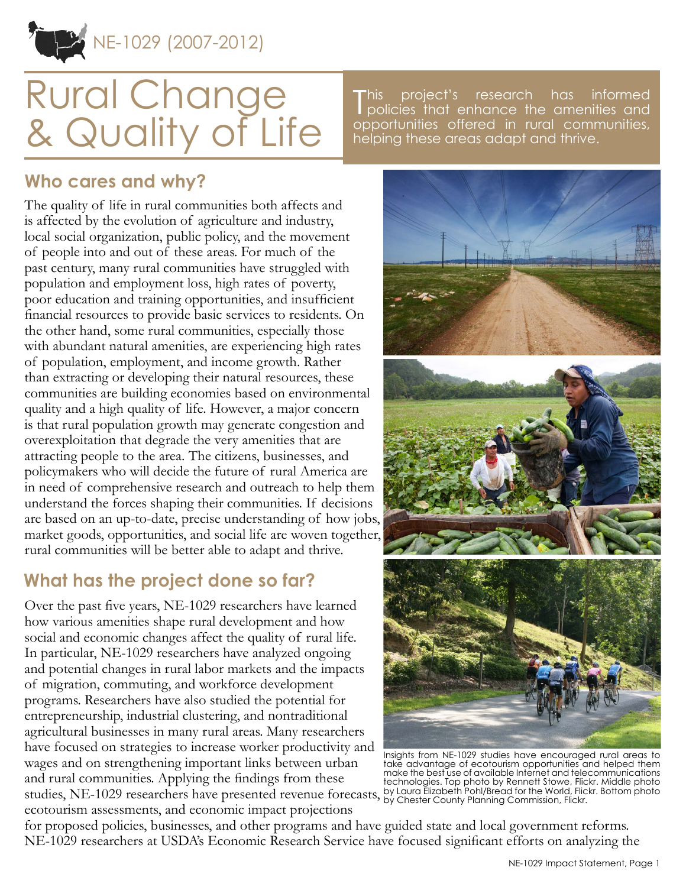NE-1029 (2007-2012)

# Rural Change & Quality of Life

This project's research has informed policies that enhance the amenities and opportunities offered in rural communities, helping these areas adapt and thrive.

## Who cares and why?

The quality of life in rural communities both affects and is affected by the evolution of agriculture and industry, local social organization, public policy, and the movement of people into and out of these areas. For much of the past century, many rural communities have struggled with population and employment loss, high rates of poverty, poor education and training opportunities, and insufficient financial resources to provide basic services to residents. On the other hand, some rural communities, especially those with abundant natural amenities, are experiencing high rates of population, employment, and income growth. Rather than extracting or developing their natural resources, these communities are building economies based on environmental quality and a high quality of life. However, a major concern is that rural population growth may generate congestion and overexploitation that degrade the very amenities that are attracting people to the area. The citizens, businesses, and policymakers who will decide the future of rural America are in need of comprehensive research and outreach to help them understand the forces shaping their communities. If decisions are based on an up-to-date, precise understanding of how jobs, market goods, opportunities, and social life are woven together, rural communities will be better able to adapt and thrive.

Insights from NE-1029 studies have encouraged rural areas to take advantage of ecotourism opportunities and helped them make the best use of available Internet and telecommunications technologies. Top photo by Rennett Stowe, Flickr. Middle photo by Laura Elizabeth Pohl/Bread for the World, Flickr. Bottom photo by Chester County Planning Commission, Flickr.

## What has the project done so far?

Over the past five years, NE-1029 researchers have learned how various amenities shape rural development and how social and economic changes affect the quality of rural life. In particular, NE-1029 researchers have analyzed ongoing and potential changes in rural labor markets and the impacts of migration, commuting, and workforce development programs. Researchers have also studied the potential for entrepreneurship, industrial clustering, and nontraditional agricultural businesses in many rural areas. Many researchers have focused on strategies to increase worker productivity and wages and on strengthening important links between urban and rural communities. Applying the findings from these studies, NE-1029 researchers have presented revenue forecasts, ecotourism assessments, and economic impact projections for proposed policies, businesses, and other programs and have guided state and local government reforms. NE-1029 researchers at USDA's Economic Research Service have focused significant efforts on analyzing the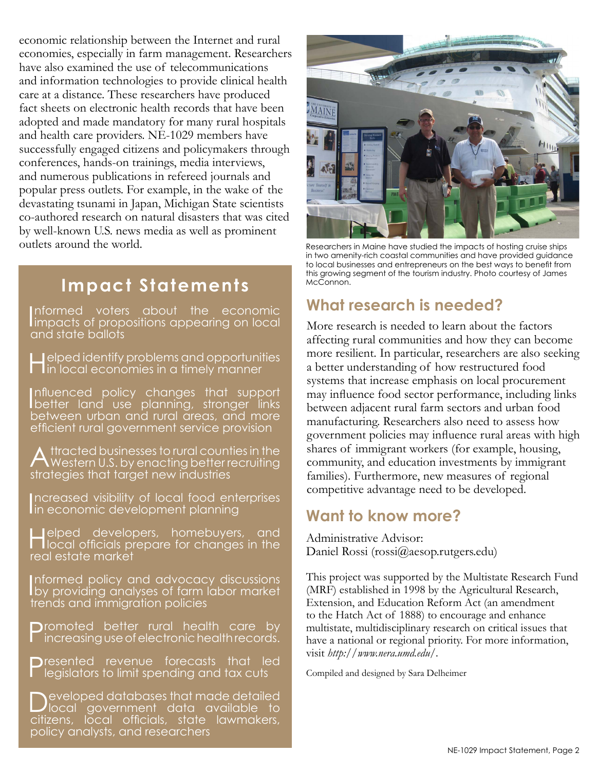economic relationship between the Internet and rural economies, especially in farm management. Researchers have also examined the use of telecommunications and information technologies to provide clinical health care at a distance. These researchers have produced fact sheets on electronic health records that have been adopted and made mandatory for many rural hospitals and health care providers. NE-1029 members have successfully engaged citizens and policymakers through conferences, hands-on trainings, media interviews, and numerous publications in refereed journals and popular press outlets. For example, in the wake of the devastating tsunami in Japan, Michigan State scientists co-authored research on natural disasters that was cited by well-known U.S. news media as well as prominent outlets around the world.

## Impact Statements

Informed voters about the economic impacts of propositions appearing on local and state ballots

Helped identify problems and opportunities in local economies in a timely manner

Influenced policy changes that support better land use planning, stronger links between urban and rural areas, and more efficient rural government service provision

Attracted businesses to rural counties in the Western U.S. by enacting better recruiting strategies that target new industries

Increased visibility of local food enterprises in economic development planning

Helped developers, homebuyers, and local officials prepare for changes in the real estate market

Informed policy and advocacy discussions by providing analyses of farm labor market trends and immigration policies

Promoted better rural health care by increasing use of electronic health records.

Presented revenue forecasts that led legislators to limit spending and tax cuts

Developed databases that made detailed local government data available to citizens, local officials, state lawmakers, policy analysts, and researchers

Researchers in Maine have studied the impacts of hosting cruise ships in two amenity-rich coastal communities and have provided guidance to local businesses and entrepreneurs on the best ways to benefit from this growing segment of the tourism industry. Photo courtesy of James McConnon.

## What research is needed?

More research is needed to learn about the factors affecting rural communities and how they can become more resilient. In particular, researchers are also seeking a better understanding of how restructured food systems that increase emphasis on local procurement may influence food sector performance, including links between adjacent rural farm sectors and urban food manufacturing. Researchers also need to assess how government policies may influence rural areas with high shares of immigrant workers (for example, housing, community, and education investments by immigrant families). Furthermore, new measures of regional competitive advantage need to be developed.

## Want to know more?

Administrative Advisor:
Daniel Rossi (rossi@aesop.rutgers.edu)

This project was supported by the Multistate Research Fund (MRF) established in 1998 by the Agricultural Research, Extension, and Education Reform Act (an amendment to the Hatch Act of 1888) to encourage and enhance multistate, multidisciplinary research on critical issues that have a national or regional priority. For more information, visit *http://www.nera.umd.edu/*.

Compiled and designed by Sara Delheimer